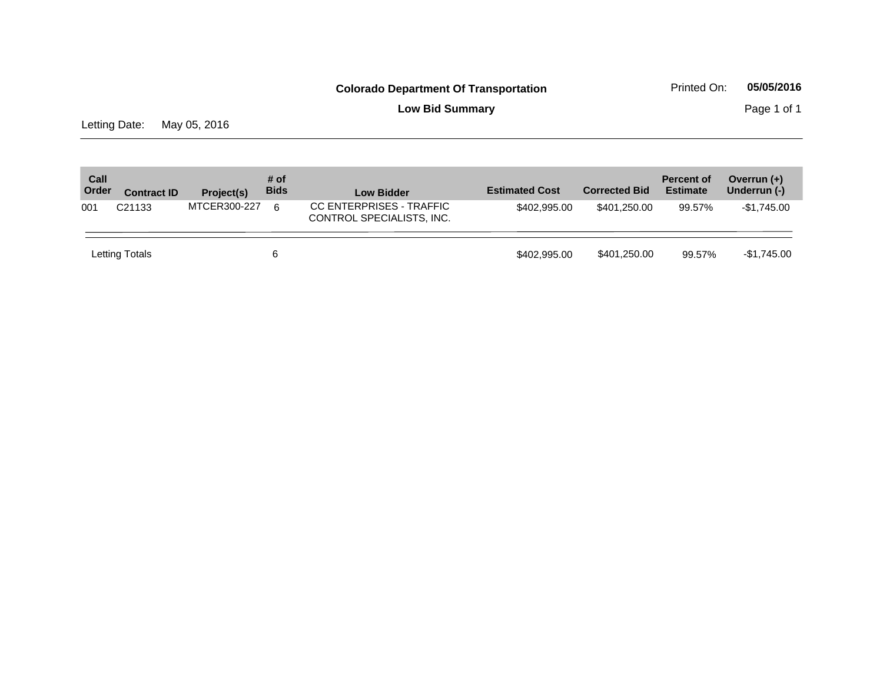**Colorado Department Of Transportation**

Printed On: **05/05/2016**

**Low Bid Summary**

Letting Date: May 05, 2016

| Call Order | Contract ID | Project(s) | # of Bids | Low Bidder | Estimated Cost | Corrected Bid | Percent of Estimate | Overrun (+) Underrun (-) |
|---|---|---|---|---|---|---|---|---|
| 001 | C21133 | MTCER300-227 | 6 | CC ENTERPRISES - TRAFFIC CONTROL SPECIALISTS, INC. | $402,995.00 | $401,250.00 | 99.57% | -$1,745.00 |
| Letting Totals | | | 6 | | $402,995.00 | $401,250.00 | 99.57% | -$1,745.00 |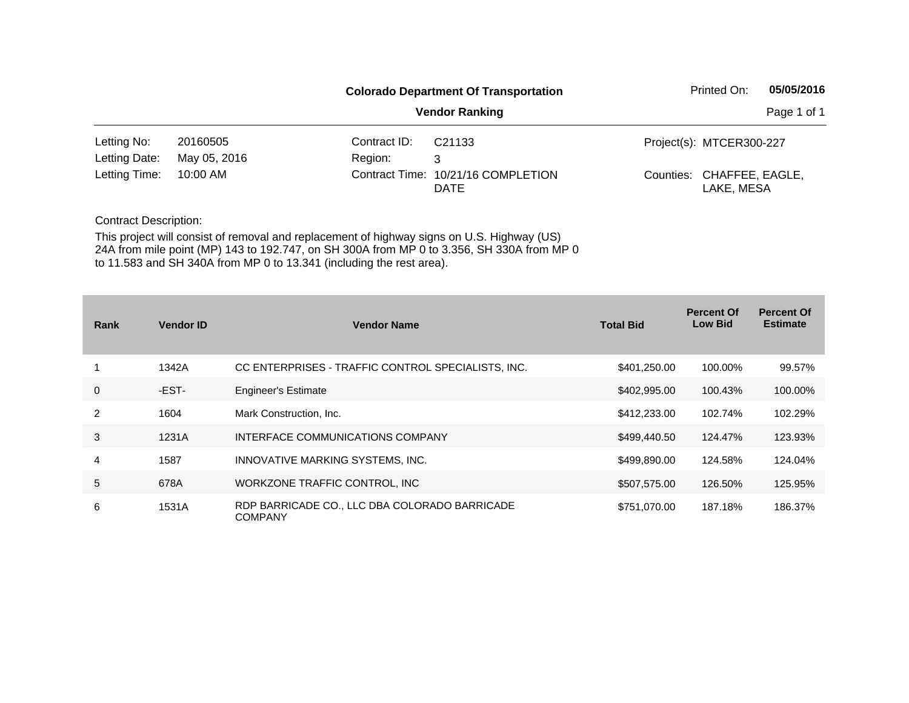**Colorado Department Of Transportation**

**Vendor Ranking**

Printed On: **05/05/2016**

| | | | | | |
|---|---|---|---|---|---|
| Letting No: | 20160505 | Contract ID: | C21133 | Project(s): | MTCER300-227 |
| Letting Date: | May 05, 2016 | Region: | 3 | | |
| Letting Time: | 10:00 AM | Contract Time: | 10/21/16 COMPLETION DATE | Counties: | CHAFFEE, EAGLE, LAKE, MESA |

Contract Description:

This project will consist of removal and replacement of highway signs on U.S. Highway (US) 24A from mile point (MP) 143 to 192.747, on SH 300A from MP 0 to 3.356, SH 330A from MP 0 to 11.583 and SH 340A from MP 0 to 13.341 (including the rest area).

| Rank | Vendor ID | Vendor Name | Total Bid | Percent Of Low Bid | Percent Of Estimate |
|---|---|---|---|---|---|
| 1 | 1342A | CC ENTERPRISES - TRAFFIC CONTROL SPECIALISTS, INC. | $401,250.00 | 100.00% | 99.57% |
| 0 | -EST- | Engineer's Estimate | $402,995.00 | 100.43% | 100.00% |
| 2 | 1604 | Mark Construction, Inc. | $412,233.00 | 102.74% | 102.29% |
| 3 | 1231A | INTERFACE COMMUNICATIONS COMPANY | $499,440.50 | 124.47% | 123.93% |
| 4 | 1587 | INNOVATIVE MARKING SYSTEMS, INC. | $499,890.00 | 124.58% | 124.04% |
| 5 | 678A | WORKZONE TRAFFIC CONTROL, INC | $507,575.00 | 126.50% | 125.95% |
| 6 | 1531A | RDP BARRICADE CO., LLC DBA COLORADO BARRICADE COMPANY | $751,070.00 | 187.18% | 186.37% |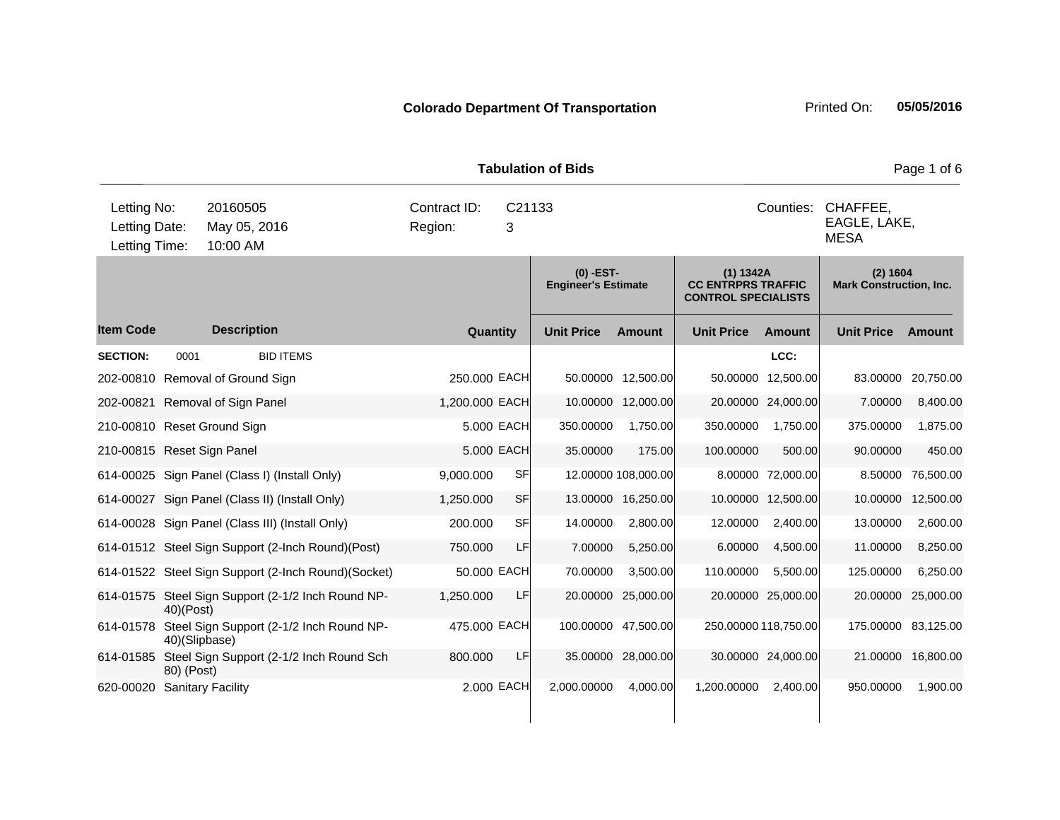**Colorado Department Of Transportation** Printed On: **05/05/2016**

**Tabulation of Bids**

| Letting No: | 20160505 | Contract ID: | C21133 | Counties: | CHAFFEE, EAGLE, LAKE, MESA |
|---|---|---|---|---|---|
| Letting Date: | May 05, 2016 | Region: | 3 | | |
| Letting Time: | 10:00 AM | | | | |

| | | | | (0) -EST- Engineer's Estimate | | (1) 1342A CC ENTRPRS TRAFFIC CONTROL SPECIALISTS | | (2) 1604 Mark Construction, Inc. | |
|---|---|---|---|---|---|---|---|---|---|
| **Item Code** | **Description** | **Quantity** | | **Unit Price** | **Amount** | **Unit Price** | **Amount** | **Unit Price** | **Amount** |
| **SECTION:** | 0001 BID ITEMS | | | | | | LCC: | | |
| 202-00810 | Removal of Ground Sign | 250.000 | EACH | 50.00000 | 12,500.00 | 50.00000 | 12,500.00 | 83.00000 | 20,750.00 |
| 202-00821 | Removal of Sign Panel | 1,200.000 | EACH | 10.00000 | 12,000.00 | 20.00000 | 24,000.00 | 7.00000 | 8,400.00 |
| 210-00810 | Reset Ground Sign | 5.000 | EACH | 350.00000 | 1,750.00 | 350.00000 | 1,750.00 | 375.00000 | 1,875.00 |
| 210-00815 | Reset Sign Panel | 5.000 | EACH | 35.00000 | 175.00 | 100.00000 | 500.00 | 90.00000 | 450.00 |
| 614-00025 | Sign Panel (Class I) (Install Only) | 9,000.000 | SF | 12.00000 | 108,000.00 | 8.00000 | 72,000.00 | 8.50000 | 76,500.00 |
| 614-00027 | Sign Panel (Class II) (Install Only) | 1,250.000 | SF | 13.00000 | 16,250.00 | 10.00000 | 12,500.00 | 10.00000 | 12,500.00 |
| 614-00028 | Sign Panel (Class III) (Install Only) | 200.000 | SF | 14.00000 | 2,800.00 | 12.00000 | 2,400.00 | 13.00000 | 2,600.00 |
| 614-01512 | Steel Sign Support (2-Inch Round)(Post) | 750.000 | LF | 7.00000 | 5,250.00 | 6.00000 | 4,500.00 | 11.00000 | 8,250.00 |
| 614-01522 | Steel Sign Support (2-Inch Round)(Socket) | 50.000 | EACH | 70.00000 | 3,500.00 | 110.00000 | 5,500.00 | 125.00000 | 6,250.00 |
| 614-01575 | Steel Sign Support (2-1/2 Inch Round NP-40)(Post) | 1,250.000 | LF | 20.00000 | 25,000.00 | 20.00000 | 25,000.00 | 20.00000 | 25,000.00 |
| 614-01578 | Steel Sign Support (2-1/2 Inch Round NP-40)(Slipbase) | 475.000 | EACH | 100.00000 | 47,500.00 | 250.00000 | 118,750.00 | 175.00000 | 83,125.00 |
| 614-01585 | Steel Sign Support (2-1/2 Inch Round Sch 80) (Post) | 800.000 | LF | 35.00000 | 28,000.00 | 30.00000 | 24,000.00 | 21.00000 | 16,800.00 |
| 620-00020 | Sanitary Facility | 2.000 | EACH | 2,000.00000 | 4,000.00 | 1,200.00000 | 2,400.00 | 950.00000 | 1,900.00 |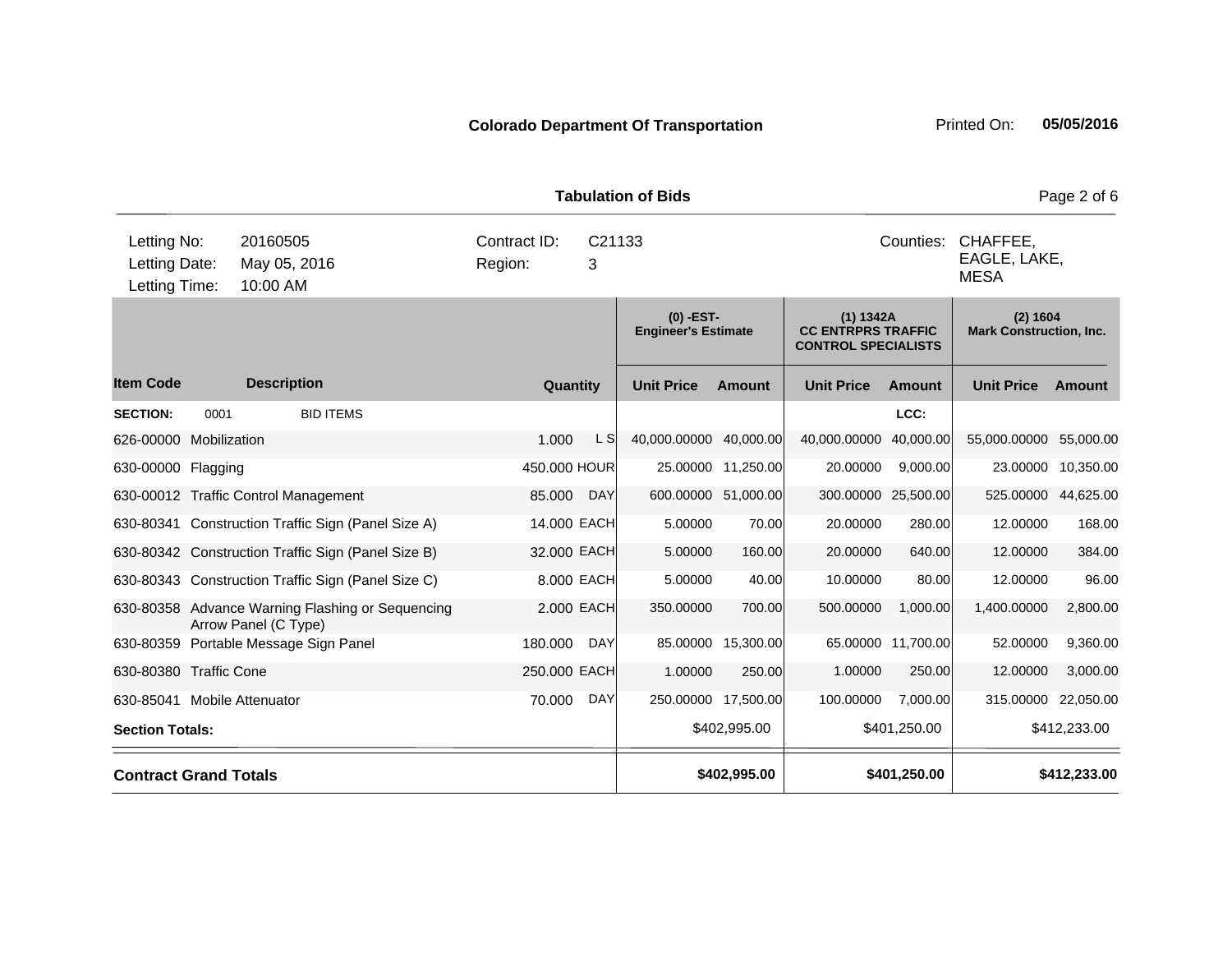**Colorado Department Of Transportation** Printed On: **05/05/2016**

## Tabulation of Bids

| | | | | |
|---|---|---|---|---|
| Letting No: | 20160505 | Contract ID: | C21133 | Counties: CHAFFEE, EAGLE, LAKE, MESA |
| Letting Date: | May 05, 2016 | Region: | 3 | |
| Letting Time: | 10:00 AM | | | |

| | | | | (0) -EST- Engineer's Estimate | | (1) 1342A CC ENTRPRS TRAFFIC CONTROL SPECIALISTS | | (2) 1604 Mark Construction, Inc. | |
|---|---|---|---|---|---|---|---|---|---|
| **Item Code** | **Description** | **Quantity** | | **Unit Price** | **Amount** | **Unit Price** | **Amount** | **Unit Price** | **Amount** |
| **SECTION:** | 0001 BID ITEMS | | | | | | LCC: | | |
| 626-00000 | Mobilization | 1.000 | L S | 40,000.00000 | 40,000.00 | 40,000.00000 | 40,000.00 | 55,000.00000 | 55,000.00 |
| 630-00000 | Flagging | 450.000 | HOUR | 25.00000 | 11,250.00 | 20.00000 | 9,000.00 | 23.00000 | 10,350.00 |
| 630-00012 | Traffic Control Management | 85.000 | DAY | 600.00000 | 51,000.00 | 300.00000 | 25,500.00 | 525.00000 | 44,625.00 |
| 630-80341 | Construction Traffic Sign (Panel Size A) | 14.000 | EACH | 5.00000 | 70.00 | 20.00000 | 280.00 | 12.00000 | 168.00 |
| 630-80342 | Construction Traffic Sign (Panel Size B) | 32.000 | EACH | 5.00000 | 160.00 | 20.00000 | 640.00 | 12.00000 | 384.00 |
| 630-80343 | Construction Traffic Sign (Panel Size C) | 8.000 | EACH | 5.00000 | 40.00 | 10.00000 | 80.00 | 12.00000 | 96.00 |
| 630-80358 | Advance Warning Flashing or Sequencing Arrow Panel (C Type) | 2.000 | EACH | 350.00000 | 700.00 | 500.00000 | 1,000.00 | 1,400.00000 | 2,800.00 |
| 630-80359 | Portable Message Sign Panel | 180.000 | DAY | 85.00000 | 15,300.00 | 65.00000 | 11,700.00 | 52.00000 | 9,360.00 |
| 630-80380 | Traffic Cone | 250.000 | EACH | 1.00000 | 250.00 | 1.00000 | 250.00 | 12.00000 | 3,000.00 |
| 630-85041 | Mobile Attenuator | 70.000 | DAY | 250.00000 | 17,500.00 | 100.00000 | 7,000.00 | 315.00000 | 22,050.00 |
| **Section Totals:** | | | | | $402,995.00 | | $401,250.00 | | $412,233.00 |
| **Contract Grand Totals** | | | | | **$402,995.00** | | **$401,250.00** | | **$412,233.00** |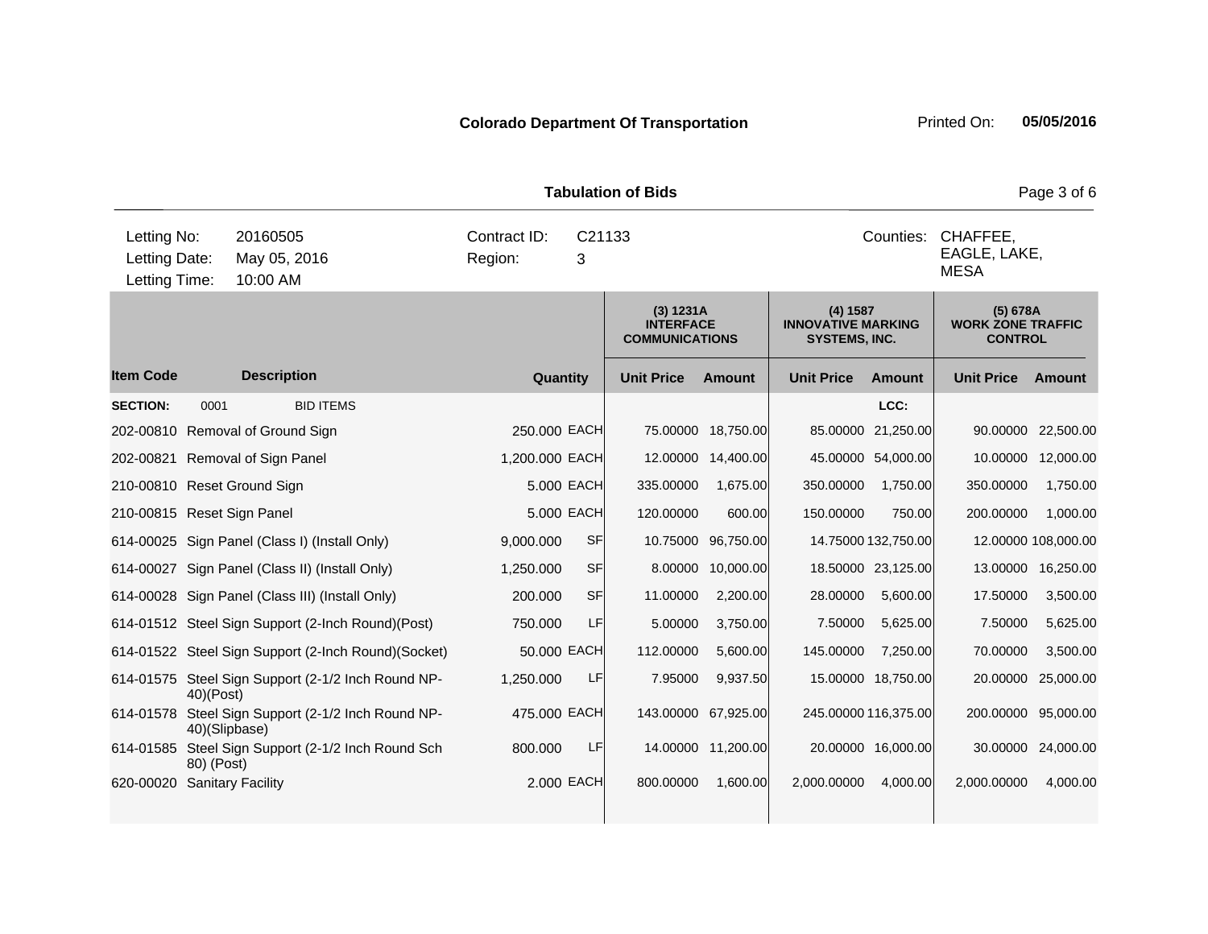**Colorado Department Of Transportation** Printed On: **05/05/2016**

**Tabulation of Bids**

| | | | |
|---|---|---|---|
| Letting No: | 20160505 | Contract ID: | C21133 |
| Letting Date: | May 05, 2016 | Region: | 3 |
| Letting Time: | 10:00 AM | | |

Counties: CHAFFEE, EAGLE, LAKE, MESA

| Item Code | Description | Quantity | | (3) 1231A INTERFACE COMMUNICATIONS | | (4) 1587 INNOVATIVE MARKING SYSTEMS, INC. | | (5) 678A WORK ZONE TRAFFIC CONTROL | |
|---|---|---|---|---|---|---|---|---|---|
| | | | | Unit Price | Amount | Unit Price | Amount | Unit Price | Amount |
| SECTION: | 0001 BID ITEMS | | | | | | LCC: | | |
| 202-00810 | Removal of Ground Sign | 250.000 | EACH | 75.00000 | 18,750.00 | 85.00000 | 21,250.00 | 90.00000 | 22,500.00 |
| 202-00821 | Removal of Sign Panel | 1,200.000 | EACH | 12.00000 | 14,400.00 | 45.00000 | 54,000.00 | 10.00000 | 12,000.00 |
| 210-00810 | Reset Ground Sign | 5.000 | EACH | 335.00000 | 1,675.00 | 350.00000 | 1,750.00 | 350.00000 | 1,750.00 |
| 210-00815 | Reset Sign Panel | 5.000 | EACH | 120.00000 | 600.00 | 150.00000 | 750.00 | 200.00000 | 1,000.00 |
| 614-00025 | Sign Panel (Class I) (Install Only) | 9,000.000 | SF | 10.75000 | 96,750.00 | 14.75000 | 132,750.00 | 12.00000 | 108,000.00 |
| 614-00027 | Sign Panel (Class II) (Install Only) | 1,250.000 | SF | 8.00000 | 10,000.00 | 18.50000 | 23,125.00 | 13.00000 | 16,250.00 |
| 614-00028 | Sign Panel (Class III) (Install Only) | 200.000 | SF | 11.00000 | 2,200.00 | 28.00000 | 5,600.00 | 17.50000 | 3,500.00 |
| 614-01512 | Steel Sign Support (2-Inch Round)(Post) | 750.000 | LF | 5.00000 | 3,750.00 | 7.50000 | 5,625.00 | 7.50000 | 5,625.00 |
| 614-01522 | Steel Sign Support (2-Inch Round)(Socket) | 50.000 | EACH | 112.00000 | 5,600.00 | 145.00000 | 7,250.00 | 70.00000 | 3,500.00 |
| 614-01575 | Steel Sign Support (2-1/2 Inch Round NP-40)(Post) | 1,250.000 | LF | 7.95000 | 9,937.50 | 15.00000 | 18,750.00 | 20.00000 | 25,000.00 |
| 614-01578 | Steel Sign Support (2-1/2 Inch Round NP-40)(Slipbase) | 475.000 | EACH | 143.00000 | 67,925.00 | 245.00000 | 116,375.00 | 200.00000 | 95,000.00 |
| 614-01585 | Steel Sign Support (2-1/2 Inch Round Sch 80) (Post) | 800.000 | LF | 14.00000 | 11,200.00 | 20.00000 | 16,000.00 | 30.00000 | 24,000.00 |
| 620-00020 | Sanitary Facility | 2.000 | EACH | 800.00000 | 1,600.00 | 2,000.00000 | 4,000.00 | 2,000.00000 | 4,000.00 |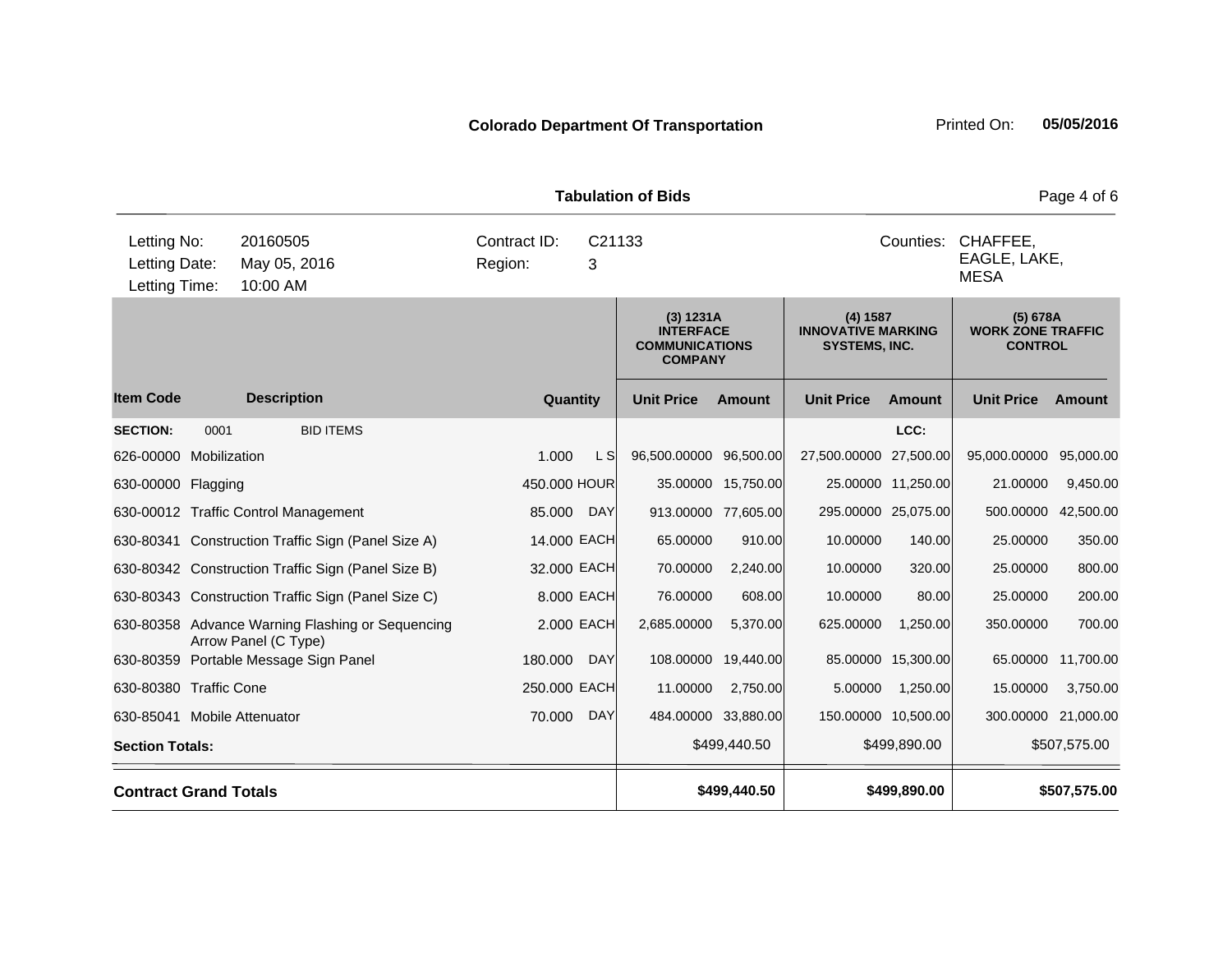**Colorado Department Of Transportation** Printed On: **05/05/2016**

**Tabulation of Bids**

| | | | | |
|---|---|---|---|---|
| Letting No: | 20160505 | Contract ID: | C21133 | Counties: CHAFFEE, EAGLE, LAKE, MESA |
| Letting Date: | May 05, 2016 | Region: | 3 | |
| Letting Time: | 10:00 AM | | | |

| Item Code | Description | Quantity | | (3) 1231A INTERFACE COMMUNICATIONS COMPANY | | (4) 1587 INNOVATIVE MARKING SYSTEMS, INC. | | (5) 678A WORK ZONE TRAFFIC CONTROL | |
|---|---|---|---|---|---|---|---|---|---|
| | | | | Unit Price | Amount | Unit Price | Amount | Unit Price | Amount |
| **SECTION:** 0001 | BID ITEMS | | | | | | LCC: | | |
| 626-00000 | Mobilization | 1.000 | L S | 96,500.00000 | 96,500.00 | 27,500.00000 | 27,500.00 | 95,000.00000 | 95,000.00 |
| 630-00000 | Flagging | 450.000 | HOUR | 35.00000 | 15,750.00 | 25.00000 | 11,250.00 | 21.00000 | 9,450.00 |
| 630-00012 | Traffic Control Management | 85.000 | DAY | 913.00000 | 77,605.00 | 295.00000 | 25,075.00 | 500.00000 | 42,500.00 |
| 630-80341 | Construction Traffic Sign (Panel Size A) | 14.000 | EACH | 65.00000 | 910.00 | 10.00000 | 140.00 | 25.00000 | 350.00 |
| 630-80342 | Construction Traffic Sign (Panel Size B) | 32.000 | EACH | 70.00000 | 2,240.00 | 10.00000 | 320.00 | 25.00000 | 800.00 |
| 630-80343 | Construction Traffic Sign (Panel Size C) | 8.000 | EACH | 76.00000 | 608.00 | 10.00000 | 80.00 | 25.00000 | 200.00 |
| 630-80358 | Advance Warning Flashing or Sequencing Arrow Panel (C Type) | 2.000 | EACH | 2,685.00000 | 5,370.00 | 625.00000 | 1,250.00 | 350.00000 | 700.00 |
| 630-80359 | Portable Message Sign Panel | 180.000 | DAY | 108.00000 | 19,440.00 | 85.00000 | 15,300.00 | 65.00000 | 11,700.00 |
| 630-80380 | Traffic Cone | 250.000 | EACH | 11.00000 | 2,750.00 | 5.00000 | 1,250.00 | 15.00000 | 3,750.00 |
| 630-85041 | Mobile Attenuator | 70.000 | DAY | 484.00000 | 33,880.00 | 150.00000 | 10,500.00 | 300.00000 | 21,000.00 |
| **Section Totals:** | | | | | $499,440.50 | | $499,890.00 | | $507,575.00 |
| **Contract Grand Totals** | | | | | **$499,440.50** | | **$499,890.00** | | **$507,575.00** |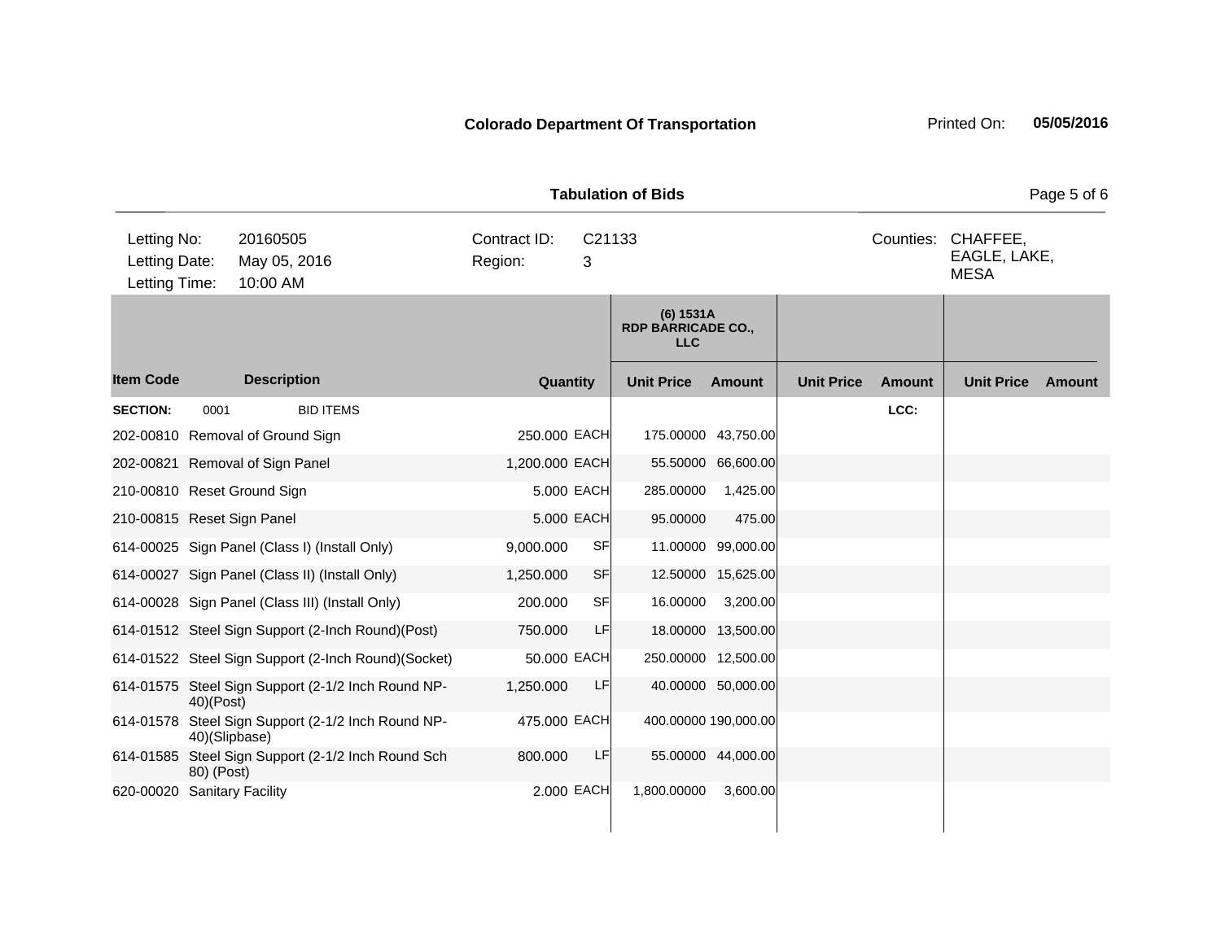**Colorado Department Of Transportation** Printed On: **05/05/2016**

**Tabulation of Bids**

| Letting No: | 20160505 | Contract ID: | C21133 | Counties: | CHAFFEE, EAGLE, LAKE, MESA |
|---|---|---|---|---|---|
| Letting Date: | May 05, 2016 | Region: | 3 | | |
| Letting Time: | 10:00 AM | | | | |

| | | | | (6) 1531A RDP BARRICADE CO., LLC | | | | | |
|---|---|---|---|---|---|---|---|---|---|
| **Item Code** | **Description** | **Quantity** | | **Unit Price** | **Amount** | **Unit Price** | **Amount** | **Unit Price** | **Amount** |
| **SECTION:** | 0001 BID ITEMS | | | | | | **LCC:** | | |
| 202-00810 | Removal of Ground Sign | 250.000 | EACH | 175.00000 | 43,750.00 | | | | |
| 202-00821 | Removal of Sign Panel | 1,200.000 | EACH | 55.50000 | 66,600.00 | | | | |
| 210-00810 | Reset Ground Sign | 5.000 | EACH | 285.00000 | 1,425.00 | | | | |
| 210-00815 | Reset Sign Panel | 5.000 | EACH | 95.00000 | 475.00 | | | | |
| 614-00025 | Sign Panel (Class I) (Install Only) | 9,000.000 | SF | 11.00000 | 99,000.00 | | | | |
| 614-00027 | Sign Panel (Class II) (Install Only) | 1,250.000 | SF | 12.50000 | 15,625.00 | | | | |
| 614-00028 | Sign Panel (Class III) (Install Only) | 200.000 | SF | 16.00000 | 3,200.00 | | | | |
| 614-01512 | Steel Sign Support (2-Inch Round)(Post) | 750.000 | LF | 18.00000 | 13,500.00 | | | | |
| 614-01522 | Steel Sign Support (2-Inch Round)(Socket) | 50.000 | EACH | 250.00000 | 12,500.00 | | | | |
| 614-01575 | Steel Sign Support (2-1/2 Inch Round NP-40)(Post) | 1,250.000 | LF | 40.00000 | 50,000.00 | | | | |
| 614-01578 | Steel Sign Support (2-1/2 Inch Round NP-40)(Slipbase) | 475.000 | EACH | 400.00000 | 190,000.00 | | | | |
| 614-01585 | Steel Sign Support (2-1/2 Inch Round Sch 80) (Post) | 800.000 | LF | 55.00000 | 44,000.00 | | | | |
| 620-00020 | Sanitary Facility | 2.000 | EACH | 1,800.00000 | 3,600.00 | | | | |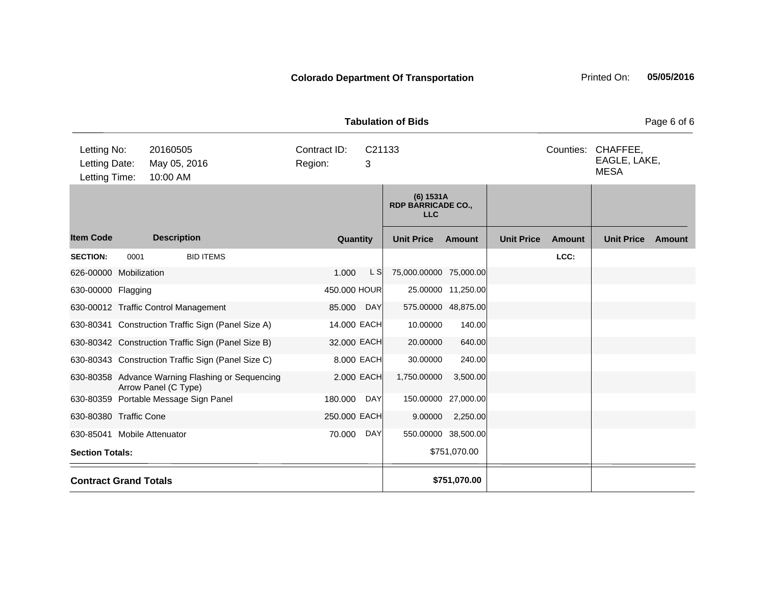**Colorado Department Of Transportation** Printed On: **05/05/2016**

**Tabulation of Bids**

| | | | |
|---|---|---|---|
| Letting No: | 20160505 | Contract ID: | C21133 |
| Letting Date: | May 05, 2016 | Region: | 3 |
| Letting Time: | 10:00 AM | Counties: | CHAFFEE, EAGLE, LAKE, MESA |

| | | | | (6) 1531A RDP BARRICADE CO., LLC | | | | | |
|---|---|---|---|---|---|---|---|---|---|
| **Item Code** | **Description** | **Quantity** | | **Unit Price** | **Amount** | **Unit Price** | **Amount** | **Unit Price** | **Amount** |
| **SECTION:** 0001 | BID ITEMS | | | | | | LCC: | | |
| 626-00000 | Mobilization | 1.000 | L S | 75,000.00000 | 75,000.00 | | | | |
| 630-00000 | Flagging | 450.000 | HOUR | 25.00000 | 11,250.00 | | | | |
| 630-00012 | Traffic Control Management | 85.000 | DAY | 575.00000 | 48,875.00 | | | | |
| 630-80341 | Construction Traffic Sign (Panel Size A) | 14.000 | EACH | 10.00000 | 140.00 | | | | |
| 630-80342 | Construction Traffic Sign (Panel Size B) | 32.000 | EACH | 20.00000 | 640.00 | | | | |
| 630-80343 | Construction Traffic Sign (Panel Size C) | 8.000 | EACH | 30.00000 | 240.00 | | | | |
| 630-80358 | Advance Warning Flashing or Sequencing Arrow Panel (C Type) | 2.000 | EACH | 1,750.00000 | 3,500.00 | | | | |
| 630-80359 | Portable Message Sign Panel | 180.000 | DAY | 150.00000 | 27,000.00 | | | | |
| 630-80380 | Traffic Cone | 250.000 | EACH | 9.00000 | 2,250.00 | | | | |
| 630-85041 | Mobile Attenuator | 70.000 | DAY | 550.00000 | 38,500.00 | | | | |
| **Section Totals:** | | | | | $751,070.00 | | | | |
| **Contract Grand Totals** | | | | | **$751,070.00** | | | | |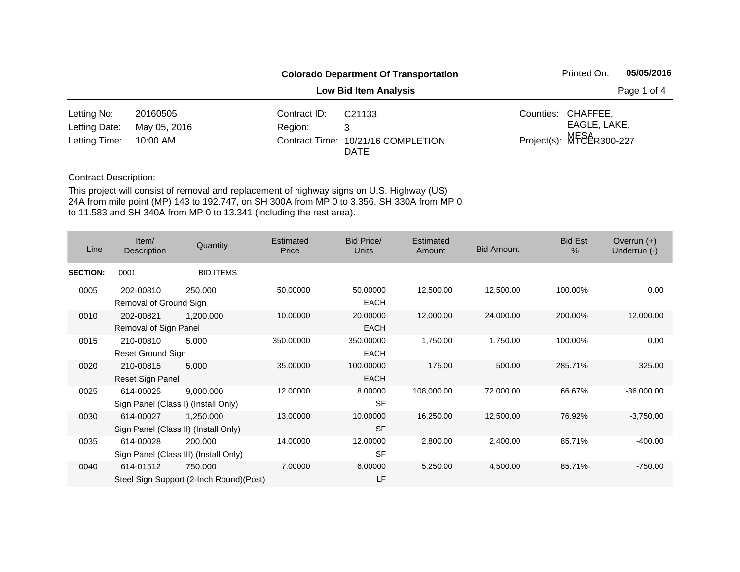**Colorado Department Of Transportation**

**Low Bid Item Analysis**

Printed On: **05/05/2016**

| | | | | | |
|---|---|---|---|---|---|
| Letting No: | 20160505 | Contract ID: | C21133 | Counties: | CHAFFEE, EAGLE, LAKE, MESA |
| Letting Date: | May 05, 2016 | Region: | 3 | | |
| Letting Time: | 10:00 AM | Contract Time: | 10/21/16 COMPLETION DATE | Project(s): | MTCER300-227 |

Contract Description:

This project will consist of removal and replacement of highway signs on U.S. Highway (US) 24A from mile point (MP) 143 to 192.747, on SH 300A from MP 0 to 3.356, SH 330A from MP 0 to 11.583 and SH 340A from MP 0 to 13.341 (including the rest area).

| Line | Item/ Description | Quantity | Estimated Price | Bid Price/ Units | Estimated Amount | Bid Amount | Bid Est % | Overrun (+) Underrun (-) |
|---|---|---|---|---|---|---|---|---|
| **SECTION:** | 0001 | BID ITEMS | | | | | | |
| 0005 | 202-00810 Removal of Ground Sign | 250.000 | 50.00000 | 50.00000 EACH | 12,500.00 | 12,500.00 | 100.00% | 0.00 |
| 0010 | 202-00821 Removal of Sign Panel | 1,200.000 | 10.00000 | 20.00000 EACH | 12,000.00 | 24,000.00 | 200.00% | 12,000.00 |
| 0015 | 210-00810 Reset Ground Sign | 5.000 | 350.00000 | 350.00000 EACH | 1,750.00 | 1,750.00 | 100.00% | 0.00 |
| 0020 | 210-00815 Reset Sign Panel | 5.000 | 35.00000 | 100.00000 EACH | 175.00 | 500.00 | 285.71% | 325.00 |
| 0025 | 614-00025 Sign Panel (Class I) (Install Only) | 9,000.000 | 12.00000 | 8.00000 SF | 108,000.00 | 72,000.00 | 66.67% | -36,000.00 |
| 0030 | 614-00027 Sign Panel (Class II) (Install Only) | 1,250.000 | 13.00000 | 10.00000 SF | 16,250.00 | 12,500.00 | 76.92% | -3,750.00 |
| 0035 | 614-00028 Sign Panel (Class III) (Install Only) | 200.000 | 14.00000 | 12.00000 SF | 2,800.00 | 2,400.00 | 85.71% | -400.00 |
| 0040 | 614-01512 Steel Sign Support (2-Inch Round)(Post) | 750.000 | 7.00000 | 6.00000 LF | 5,250.00 | 4,500.00 | 85.71% | -750.00 |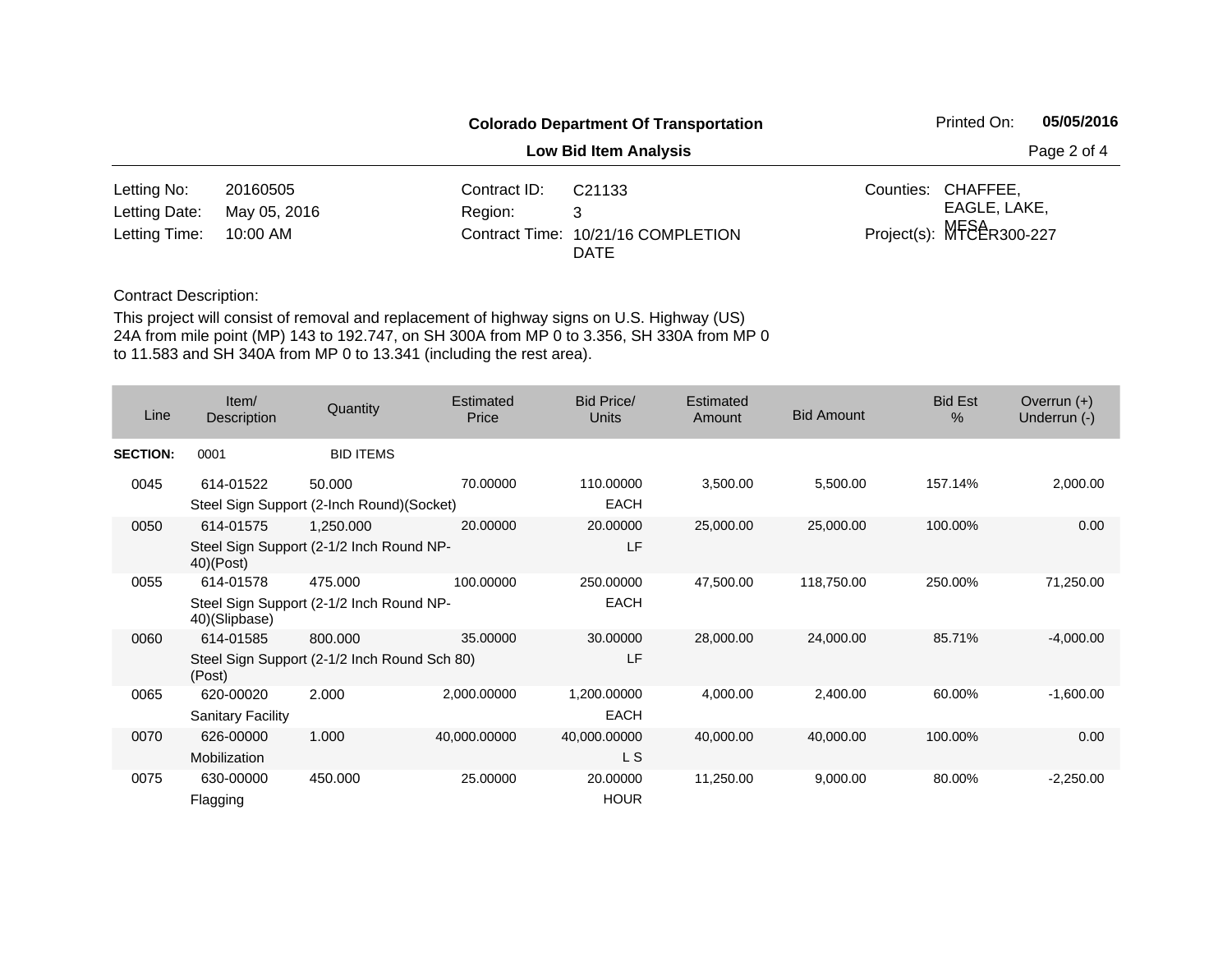**Colorado Department Of Transportation**

**Low Bid Item Analysis**

Printed On: **05/05/2016**

| | | | | | |
|---|---|---|---|---|---|
| Letting No: | 20160505 | Contract ID: | C21133 | Counties: | CHAFFEE, EAGLE, LAKE, MESA |
| Letting Date: | May 05, 2016 | Region: | 3 | | |
| Letting Time: | 10:00 AM | Contract Time: | 10/21/16 COMPLETION DATE | Project(s): | MTCER300-227 |

Contract Description:

This project will consist of removal and replacement of highway signs on U.S. Highway (US) 24A from mile point (MP) 143 to 192.747, on SH 300A from MP 0 to 3.356, SH 330A from MP 0 to 11.583 and SH 340A from MP 0 to 13.341 (including the rest area).

| Line | Item/ Description | Quantity | Estimated Price | Bid Price/ Units | Estimated Amount | Bid Amount | Bid Est % | Overrun (+) Underrun (-) |
|---|---|---|---|---|---|---|---|---|
| **SECTION:** | 0001 | BID ITEMS | | | | | | |
| 0045 | 614-01522 Steel Sign Support (2-Inch Round)(Socket) | 50.000 | 70.00000 | 110.00000 EACH | 3,500.00 | 5,500.00 | 157.14% | 2,000.00 |
| 0050 | 614-01575 Steel Sign Support (2-1/2 Inch Round NP-40)(Post) | 1,250.000 | 20.00000 | 20.00000 LF | 25,000.00 | 25,000.00 | 100.00% | 0.00 |
| 0055 | 614-01578 Steel Sign Support (2-1/2 Inch Round NP-40)(Slipbase) | 475.000 | 100.00000 | 250.00000 EACH | 47,500.00 | 118,750.00 | 250.00% | 71,250.00 |
| 0060 | 614-01585 Steel Sign Support (2-1/2 Inch Round Sch 80)(Post) | 800.000 | 35.00000 | 30.00000 LF | 28,000.00 | 24,000.00 | 85.71% | -4,000.00 |
| 0065 | 620-00020 Sanitary Facility | 2.000 | 2,000.00000 | 1,200.00000 EACH | 4,000.00 | 2,400.00 | 60.00% | -1,600.00 |
| 0070 | 626-00000 Mobilization | 1.000 | 40,000.00000 | 40,000.00000 L S | 40,000.00 | 40,000.00 | 100.00% | 0.00 |
| 0075 | 630-00000 Flagging | 450.000 | 25.00000 | 20.00000 HOUR | 11,250.00 | 9,000.00 | 80.00% | -2,250.00 |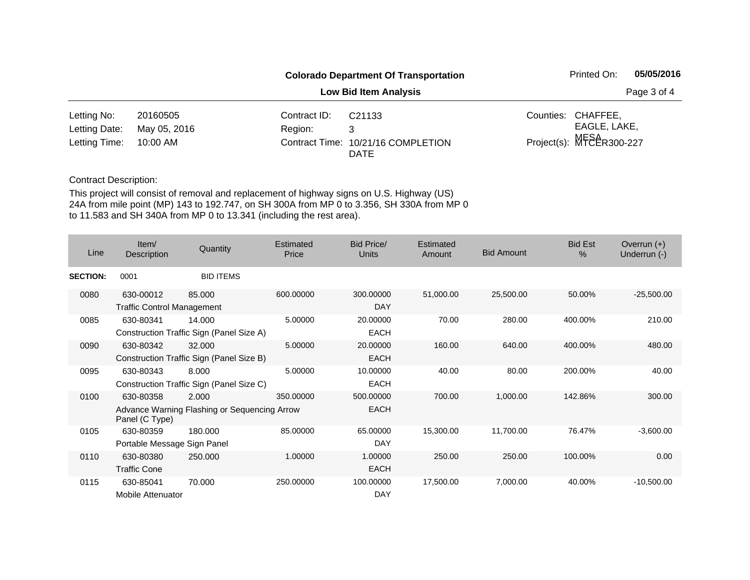**Colorado Department Of Transportation**

**Low Bid Item Analysis**

Printed On: **05/05/2016**

| | | | | | |
|---|---|---|---|---|---|
| Letting No: | 20160505 | Contract ID: | C21133 | Counties: | CHAFFEE, EAGLE, LAKE, MESA |
| Letting Date: | May 05, 2016 | Region: | 3 | | |
| Letting Time: | 10:00 AM | Contract Time: | 10/21/16 COMPLETION DATE | Project(s): | MTCER300-227 |

Contract Description:

This project will consist of removal and replacement of highway signs on U.S. Highway (US) 24A from mile point (MP) 143 to 192.747, on SH 300A from MP 0 to 3.356, SH 330A from MP 0 to 11.583 and SH 340A from MP 0 to 13.341 (including the rest area).

| Line | Item/ Description | Quantity | Estimated Price | Bid Price/ Units | Estimated Amount | Bid Amount | Bid Est % | Overrun (+) Underrun (-) |
|---|---|---|---|---|---|---|---|---|
| **SECTION:** | 0001 | BID ITEMS | | | | | | |
| 0080 | 630-00012 Traffic Control Management | 85.000 | 600.00000 | 300.00000 DAY | 51,000.00 | 25,500.00 | 50.00% | -25,500.00 |
| 0085 | 630-80341 Construction Traffic Sign (Panel Size A) | 14.000 | 5.00000 | 20.00000 EACH | 70.00 | 280.00 | 400.00% | 210.00 |
| 0090 | 630-80342 Construction Traffic Sign (Panel Size B) | 32.000 | 5.00000 | 20.00000 EACH | 160.00 | 640.00 | 400.00% | 480.00 |
| 0095 | 630-80343 Construction Traffic Sign (Panel Size C) | 8.000 | 5.00000 | 10.00000 EACH | 40.00 | 80.00 | 200.00% | 40.00 |
| 0100 | 630-80358 Advance Warning Flashing or Sequencing Arrow Panel (C Type) | 2.000 | 350.00000 | 500.00000 EACH | 700.00 | 1,000.00 | 142.86% | 300.00 |
| 0105 | 630-80359 Portable Message Sign Panel | 180.000 | 85.00000 | 65.00000 DAY | 15,300.00 | 11,700.00 | 76.47% | -3,600.00 |
| 0110 | 630-80380 Traffic Cone | 250.000 | 1.00000 | 1.00000 EACH | 250.00 | 250.00 | 100.00% | 0.00 |
| 0115 | 630-85041 Mobile Attenuator | 70.000 | 250.00000 | 100.00000 DAY | 17,500.00 | 7,000.00 | 40.00% | -10,500.00 |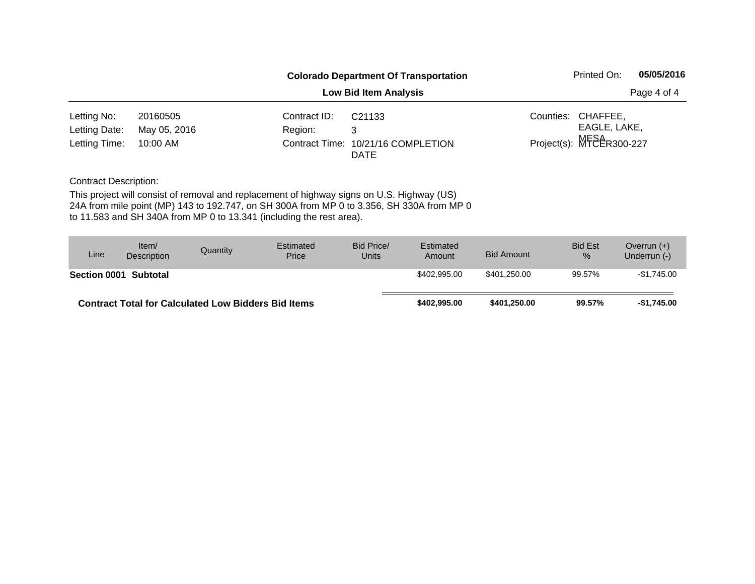**Colorado Department Of Transportation**

**Low Bid Item Analysis**

Printed On: **05/05/2016**

| | | | | | |
|---|---|---|---|---|---|
| Letting No: | 20160505 | Contract ID: | C21133 | Counties: | CHAFFEE, EAGLE, LAKE, MESA |
| Letting Date: | May 05, 2016 | Region: | 3 | Project(s): | MTCER300-227 |
| Letting Time: | 10:00 AM | Contract Time: | 10/21/16 COMPLETION DATE | | |

Contract Description:

This project will consist of removal and replacement of highway signs on U.S. Highway (US) 24A from mile point (MP) 143 to 192.747, on SH 300A from MP 0 to 3.356, SH 330A from MP 0 to 11.583 and SH 340A from MP 0 to 13.341 (including the rest area).

| Line | Item/ Description | Quantity | Estimated Price | Bid Price/ Units | Estimated Amount | Bid Amount | Bid Est % | Overrun (+) Underrun (-) |
|---|---|---|---|---|---|---|---|---|
| **Section 0001 Subtotal** | | | | | $402,995.00 | $401,250.00 | 99.57% | -$1,745.00 |
| **Contract Total for Calculated Low Bidders Bid Items** | | | | | **$402,995.00** | **$401,250.00** | **99.57%** | **-$1,745.00** |